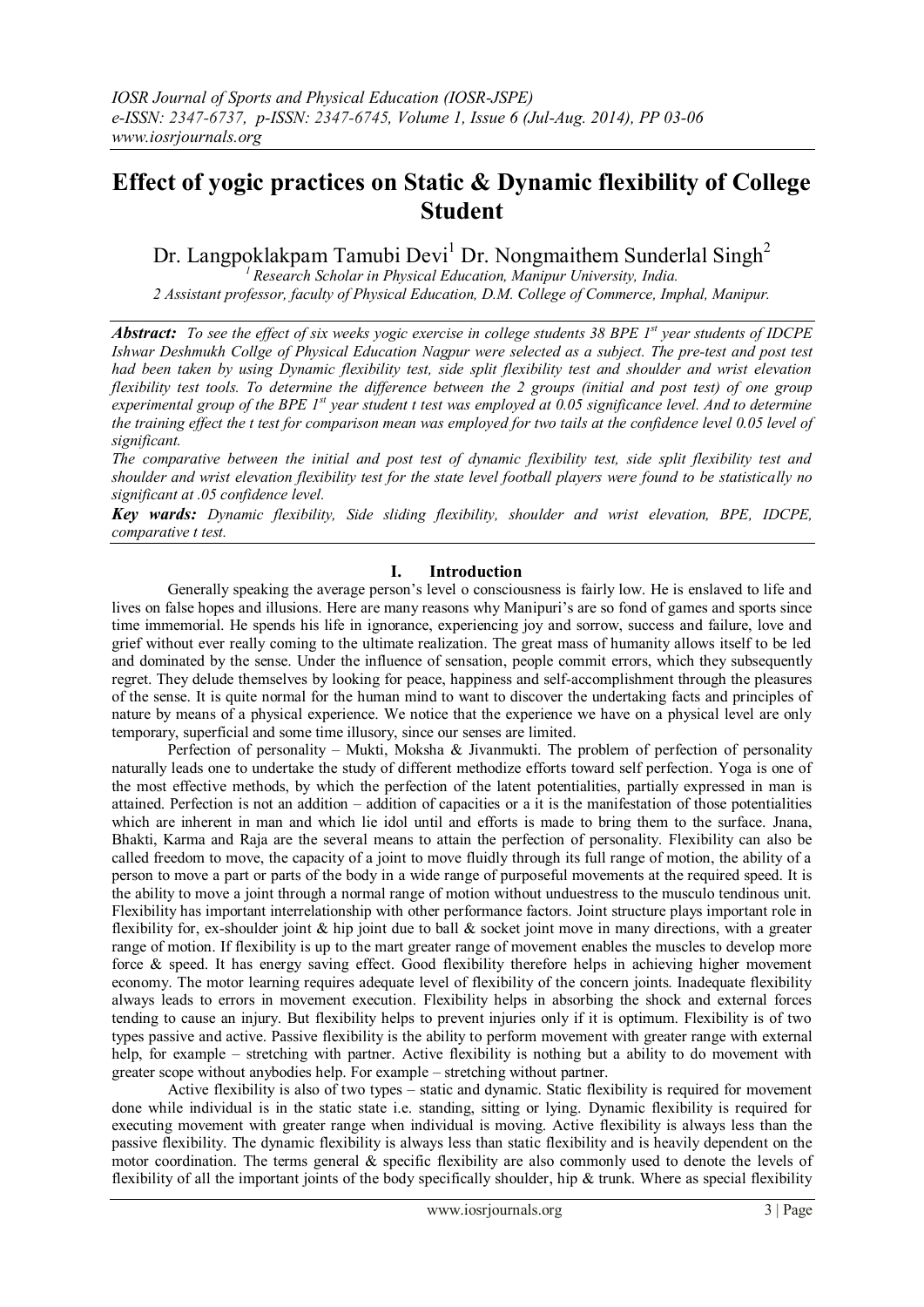# Effect of yogic practices on Static & Dynamic flexibility of College Student

Dr. Langpoklakpam Tamubi Devi[1] Dr. Nongmaithem Sunderlal Singh[2]

[1] Research Scholar in Physical Education, Manipur University, India.
2 Assistant professor, faculty of Physical Education, D.M. College of Commerce, Imphal, Manipur.

***Abstract:*** *To see the effect of six weeks yogic exercise in college students 38 BPE 1st year students of IDCPE Ishwar Deshmukh Collge of Physical Education Nagpur were selected as a subject. The pre-test and post test had been taken by using Dynamic flexibility test, side split flexibility test and shoulder and wrist elevation flexibility test tools. To determine the difference between the 2 groups (initial and post test) of one group experimental group of the BPE 1st year student t test was employed at 0.05 significance level. And to determine the training effect the t test for comparison mean was employed for two tails at the confidence level 0.05 level of significant.*

*The comparative between the initial and post test of dynamic flexibility test, side split flexibility test and shoulder and wrist elevation flexibility test for the state level football players were found to be statistically no significant at .05 confidence level.*

***Key wards:*** *Dynamic flexibility, Side sliding flexibility, shoulder and wrist elevation, BPE, IDCPE, comparative t test.*

## I. Introduction

Generally speaking the average person's level o consciousness is fairly low. He is enslaved to life and lives on false hopes and illusions. Here are many reasons why Manipuri's are so fond of games and sports since time immemorial. He spends his life in ignorance, experiencing joy and sorrow, success and failure, love and grief without ever really coming to the ultimate realization. The great mass of humanity allows itself to be led and dominated by the sense. Under the influence of sensation, people commit errors, which they subsequently regret. They delude themselves by looking for peace, happiness and self-accomplishment through the pleasures of the sense. It is quite normal for the human mind to want to discover the undertaking facts and principles of nature by means of a physical experience. We notice that the experience we have on a physical level are only temporary, superficial and some time illusory, since our senses are limited.

Perfection of personality – Mukti, Moksha & Jivanmukti. The problem of perfection of personality naturally leads one to undertake the study of different methodize efforts toward self perfection. Yoga is one of the most effective methods, by which the perfection of the latent potentialities, partially expressed in man is attained. Perfection is not an addition – addition of capacities or a it is the manifestation of those potentialities which are inherent in man and which lie idol until and efforts is made to bring them to the surface. Jnana, Bhakti, Karma and Raja are the several means to attain the perfection of personality. Flexibility can also be called freedom to move, the capacity of a joint to move fluidly through its full range of motion, the ability of a person to move a part or parts of the body in a wide range of purposeful movements at the required speed. It is the ability to move a joint through a normal range of motion without unduestress to the musculo tendinous unit. Flexibility has important interrelationship with other performance factors. Joint structure plays important role in flexibility for, ex-shoulder joint & hip joint due to ball & socket joint move in many directions, with a greater range of motion. If flexibility is up to the mart greater range of movement enables the muscles to develop more force & speed. It has energy saving effect. Good flexibility therefore helps in achieving higher movement economy. The motor learning requires adequate level of flexibility of the concern joints. Inadequate flexibility always leads to errors in movement execution. Flexibility helps in absorbing the shock and external forces tending to cause an injury. But flexibility helps to prevent injuries only if it is optimum. Flexibility is of two types passive and active. Passive flexibility is the ability to perform movement with greater range with external help, for example – stretching with partner. Active flexibility is nothing but a ability to do movement with greater scope without anybodies help. For example – stretching without partner.

Active flexibility is also of two types – static and dynamic. Static flexibility is required for movement done while individual is in the static state i.e. standing, sitting or lying. Dynamic flexibility is required for executing movement with greater range when individual is moving. Active flexibility is always less than the passive flexibility. The dynamic flexibility is always less than static flexibility and is heavily dependent on the motor coordination. The terms general & specific flexibility are also commonly used to denote the levels of flexibility of all the important joints of the body specifically shoulder, hip & trunk. Where as special flexibility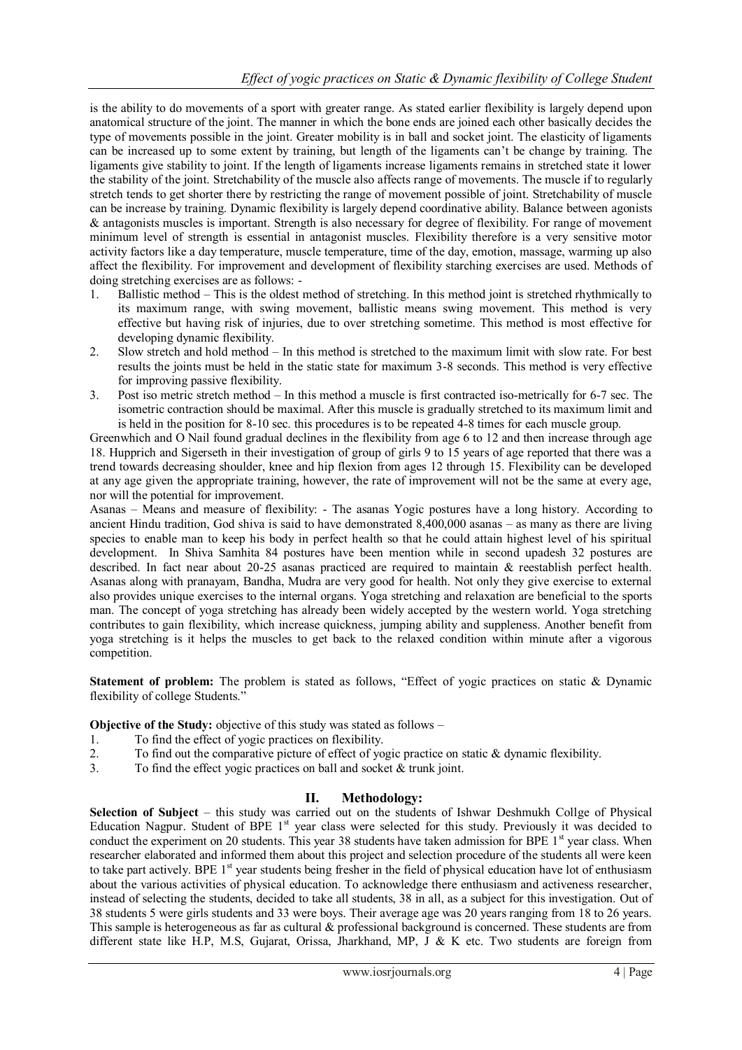is the ability to do movements of a sport with greater range. As stated earlier flexibility is largely depend upon anatomical structure of the joint. The manner in which the bone ends are joined each other basically decides the type of movements possible in the joint. Greater mobility is in ball and socket joint. The elasticity of ligaments can be increased up to some extent by training, but length of the ligaments can't be change by training. The ligaments give stability to joint. If the length of ligaments increase ligaments remains in stretched state it lower the stability of the joint. Stretchability of the muscle also affects range of movements. The muscle if to regularly stretch tends to get shorter there by restricting the range of movement possible of joint. Stretchability of muscle can be increase by training. Dynamic flexibility is largely depend coordinative ability. Balance between agonists & antagonists muscles is important. Strength is also necessary for degree of flexibility. For range of movement minimum level of strength is essential in antagonist muscles. Flexibility therefore is a very sensitive motor activity factors like a day temperature, muscle temperature, time of the day, emotion, massage, warming up also affect the flexibility. For improvement and development of flexibility starching exercises are used. Methods of doing stretching exercises are as follows: -

1. Ballistic method – This is the oldest method of stretching. In this method joint is stretched rhythmically to its maximum range, with swing movement, ballistic means swing movement. This method is very effective but having risk of injuries, due to over stretching sometime. This method is most effective for developing dynamic flexibility.
2. Slow stretch and hold method – In this method is stretched to the maximum limit with slow rate. For best results the joints must be held in the static state for maximum 3-8 seconds. This method is very effective for improving passive flexibility.
3. Post iso metric stretch method – In this method a muscle is first contracted iso-metrically for 6-7 sec. The isometric contraction should be maximal. After this muscle is gradually stretched to its maximum limit and is held in the position for 8-10 sec. this procedures is to be repeated 4-8 times for each muscle group.

Greenwhich and O Nail found gradual declines in the flexibility from age 6 to 12 and then increase through age 18. Hupprich and Sigerseth in their investigation of group of girls 9 to 15 years of age reported that there was a trend towards decreasing shoulder, knee and hip flexion from ages 12 through 15. Flexibility can be developed at any age given the appropriate training, however, the rate of improvement will not be the same at every age, nor will the potential for improvement.

Asanas – Means and measure of flexibility: - The asanas Yogic postures have a long history. According to ancient Hindu tradition, God shiva is said to have demonstrated 8,400,000 asanas – as many as there are living species to enable man to keep his body in perfect health so that he could attain highest level of his spiritual development. In Shiva Samhita 84 postures have been mention while in second upadesh 32 postures are described. In fact near about 20-25 asanas practiced are required to maintain & reestablish perfect health. Asanas along with pranayam, Bandha, Mudra are very good for health. Not only they give exercise to external also provides unique exercises to the internal organs. Yoga stretching and relaxation are beneficial to the sports man. The concept of yoga stretching has already been widely accepted by the western world. Yoga stretching contributes to gain flexibility, which increase quickness, jumping ability and suppleness. Another benefit from yoga stretching is it helps the muscles to get back to the relaxed condition within minute after a vigorous competition.

**Statement of problem:** The problem is stated as follows, "Effect of yogic practices on static & Dynamic flexibility of college Students."

**Objective of the Study:** objective of this study was stated as follows –

1. To find the effect of yogic practices on flexibility.
2. To find out the comparative picture of effect of yogic practice on static & dynamic flexibility.
3. To find the effect yogic practices on ball and socket & trunk joint.

## II. Methodology:

**Selection of Subject** – this study was carried out on the students of Ishwar Deshmukh Collge of Physical Education Nagpur. Student of BPE 1st year class were selected for this study. Previously it was decided to conduct the experiment on 20 students. This year 38 students have taken admission for BPE 1st year class. When researcher elaborated and informed them about this project and selection procedure of the students all were keen to take part actively. BPE 1st year students being fresher in the field of physical education have lot of enthusiasm about the various activities of physical education. To acknowledge there enthusiasm and activeness researcher, instead of selecting the students, decided to take all students, 38 in all, as a subject for this investigation. Out of 38 students 5 were girls students and 33 were boys. Their average age was 20 years ranging from 18 to 26 years. This sample is heterogeneous as far as cultural & professional background is concerned. These students are from different state like H.P, M.S, Gujarat, Orissa, Jharkhand, MP, J & K etc. Two students are foreign from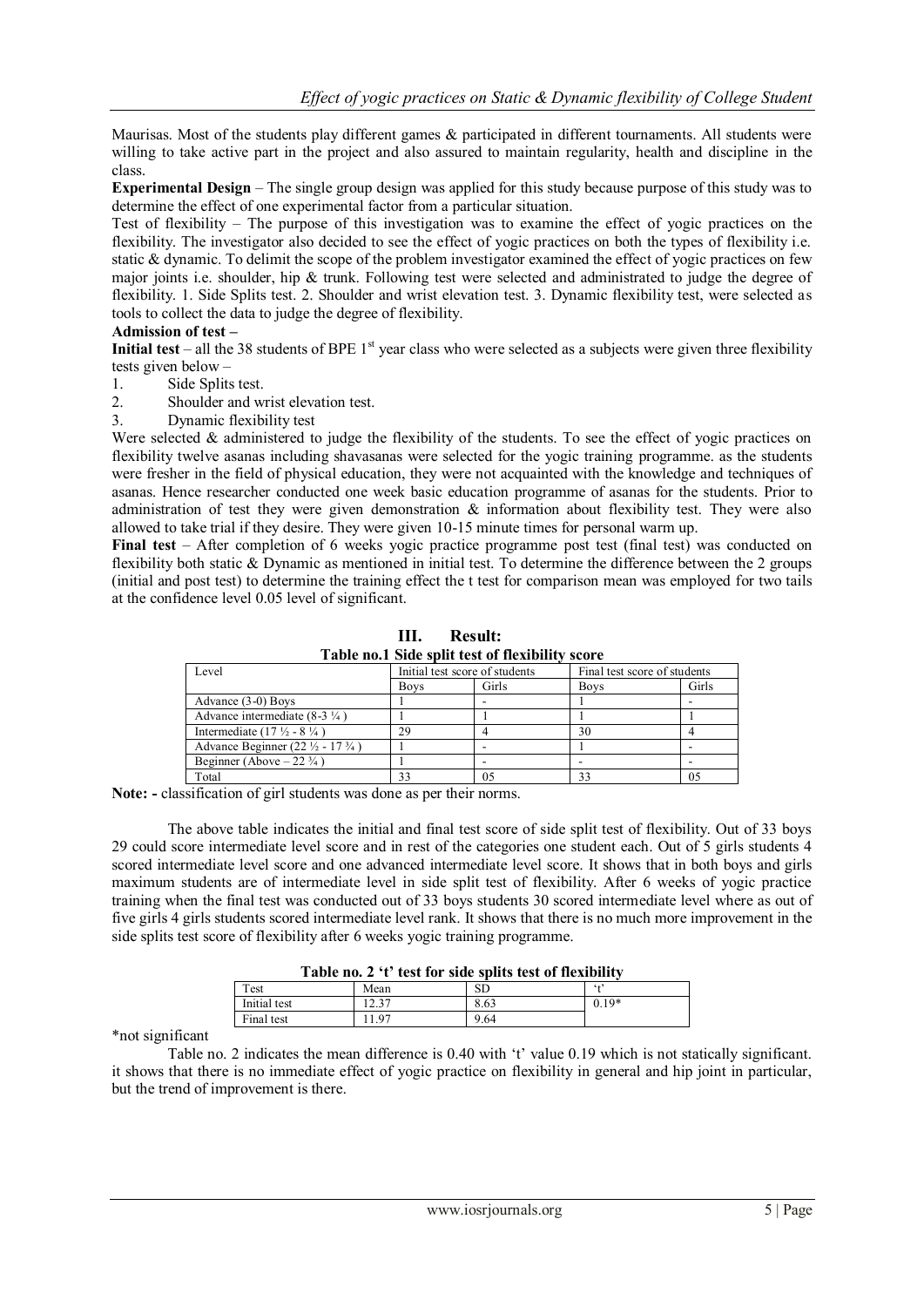Maurisas. Most of the students play different games & participated in different tournaments. All students were willing to take active part in the project and also assured to maintain regularity, health and discipline in the class.

**Experimental Design** – The single group design was applied for this study because purpose of this study was to determine the effect of one experimental factor from a particular situation.

Test of flexibility – The purpose of this investigation was to examine the effect of yogic practices on the flexibility. The investigator also decided to see the effect of yogic practices on both the types of flexibility i.e. static & dynamic. To delimit the scope of the problem investigator examined the effect of yogic practices on few major joints i.e. shoulder, hip & trunk. Following test were selected and administrated to judge the degree of flexibility. 1. Side Splits test. 2. Shoulder and wrist elevation test. 3. Dynamic flexibility test, were selected as tools to collect the data to judge the degree of flexibility.

**Admission of test –**

**Initial test** – all the 38 students of BPE 1st year class who were selected as a subjects were given three flexibility tests given below –

1. Side Splits test.
2. Shoulder and wrist elevation test.
3. Dynamic flexibility test

Were selected & administered to judge the flexibility of the students. To see the effect of yogic practices on flexibility twelve asanas including shavasanas were selected for the yogic training programme. as the students were fresher in the field of physical education, they were not acquainted with the knowledge and techniques of asanas. Hence researcher conducted one week basic education programme of asanas for the students. Prior to administration of test they were given demonstration & information about flexibility test. They were also allowed to take trial if they desire. They were given 10-15 minute times for personal warm up.

**Final test** – After completion of 6 weeks yogic practice programme post test (final test) was conducted on flexibility both static & Dynamic as mentioned in initial test. To determine the difference between the 2 groups (initial and post test) to determine the training effect the t test for comparison mean was employed for two tails at the confidence level 0.05 level of significant.

## III. Result:

**Table no.1 Side split test of flexibility score**

| Level | Initial test score of students | | Final test score of students | |
|---|---|---|---|---|
| | Boys | Girls | Boys | Girls |
| Advance (3-0) Boys | 1 | - | 1 | - |
| Advance intermediate (8-3 ¼ ) | 1 | 1 | 1 | 1 |
| Intermediate (17 ½ - 8 ¼ ) | 29 | 4 | 30 | 4 |
| Advance Beginner (22 ½ - 17 ¾ ) | 1 | - | 1 | - |
| Beginner (Above – 22 ¾ ) | 1 | - | - | - |
| Total | 33 | 05 | 33 | 05 |

**Note: -** classification of girl students was done as per their norms.

The above table indicates the initial and final test score of side split test of flexibility. Out of 33 boys 29 could score intermediate level score and in rest of the categories one student each. Out of 5 girls students 4 scored intermediate level score and one advanced intermediate level score. It shows that in both boys and girls maximum students are of intermediate level in side split test of flexibility. After 6 weeks of yogic practice training when the final test was conducted out of 33 boys students 30 scored intermediate level where as out of five girls 4 girls students scored intermediate level rank. It shows that there is no much more improvement in the side splits test score of flexibility after 6 weeks yogic training programme.

**Table no. 2 't' test for side splits test of flexibility**

| Test | Mean | SD | 't' |
|---|---|---|---|
| Initial test | 12.37 | 8.63 | 0.19* |
| Final test | 11.97 | 9.64 | |

*not significant

Table no. 2 indicates the mean difference is 0.40 with 't' value 0.19 which is not statically significant. it shows that there is no immediate effect of yogic practice on flexibility in general and hip joint in particular, but the trend of improvement is there.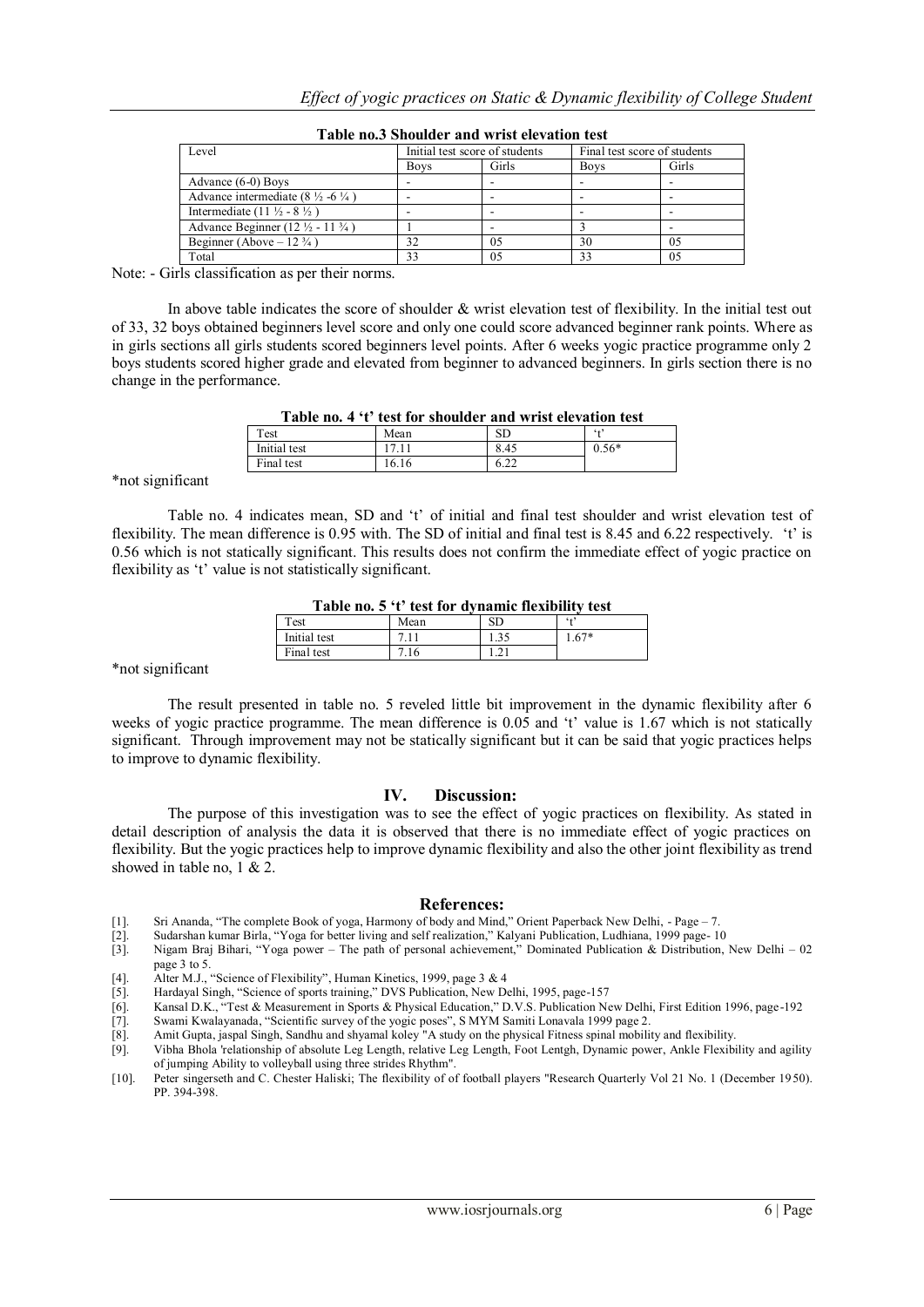**Table no.3 Shoulder and wrist elevation test**

| Level | Initial test score of students | | Final test score of students | |
|---|---|---|---|---|
| | Boys | Girls | Boys | Girls |
| Advance (6-0) Boys | - | - | - | - |
| Advance intermediate (8 ½ -6 ¼ ) | - | - | - | - |
| Intermediate (11 ½ - 8 ½ ) | - | - | - | - |
| Advance Beginner (12 ½ - 11 ¾ ) | 1 | - | 3 | - |
| Beginner (Above – 12 ¾ ) | 32 | 05 | 30 | 05 |
| Total | 33 | 05 | 33 | 05 |

Note: - Girls classification as per their norms.

In above table indicates the score of shoulder & wrist elevation test of flexibility. In the initial test out of 33, 32 boys obtained beginners level score and only one could score advanced beginner rank points. Where as in girls sections all girls students scored beginners level points. After 6 weeks yogic practice programme only 2 boys students scored higher grade and elevated from beginner to advanced beginners. In girls section there is no change in the performance.

**Table no. 4 't' test for shoulder and wrist elevation test**

| Test | Mean | SD | 't' |
|---|---|---|---|
| Initial test | 17.11 | 8.45 | 0.56* |
| Final test | 16.16 | 6.22 | |

*not significant

Table no. 4 indicates mean, SD and 't' of initial and final test shoulder and wrist elevation test of flexibility. The mean difference is 0.95 with. The SD of initial and final test is 8.45 and 6.22 respectively. 't' is 0.56 which is not statically significant. This results does not confirm the immediate effect of yogic practice on flexibility as 't' value is not statistically significant.

**Table no. 5 't' test for dynamic flexibility test**

| Test | Mean | SD | 't' |
|---|---|---|---|
| Initial test | 7.11 | 1.35 | 1.67* |
| Final test | 7.16 | 1.21 | |

*not significant

The result presented in table no. 5 reveled little bit improvement in the dynamic flexibility after 6 weeks of yogic practice programme. The mean difference is 0.05 and 't' value is 1.67 which is not statically significant. Through improvement may not be statically significant but it can be said that yogic practices helps to improve to dynamic flexibility.

## IV. Discussion:

The purpose of this investigation was to see the effect of yogic practices on flexibility. As stated in detail description of analysis the data it is observed that there is no immediate effect of yogic practices on flexibility. But the yogic practices help to improve dynamic flexibility and also the other joint flexibility as trend showed in table no, 1 & 2.

## References:

[1]. Sri Ananda, "The complete Book of yoga, Harmony of body and Mind," Orient Paperback New Delhi, - Page – 7.
[2]. Sudarshan kumar Birla, "Yoga for better living and self realization," Kalyani Publication, Ludhiana, 1999 page- 10
[3]. Nigam Braj Bihari, "Yoga power – The path of personal achievement," Dominated Publication & Distribution, New Delhi – 02 page 3 to 5.
[4]. Alter M.J., "Science of Flexibility", Human Kinetics, 1999, page 3 & 4
[5]. Hardayal Singh, "Science of sports training," DVS Publication, New Delhi, 1995, page-157
[6]. Kansal D.K., "Test & Measurement in Sports & Physical Education," D.V.S. Publication New Delhi, First Edition 1996, page-192
[7]. Swami Kwalayanada, "Scientific survey of the yogic poses", S MYM Samiti Lonavala 1999 page 2.
[8]. Amit Gupta, jaspal Singh, Sandhu and shyamal koley "A study on the physical Fitness spinal mobility and flexibility.
[9]. Vibha Bhola 'relationship of absolute Leg Length, relative Leg Length, Foot Lentgh, Dynamic power, Ankle Flexibility and agility of jumping Ability to volleyball using three strides Rhythm".
[10]. Peter singerseth and C. Chester Haliski; The flexibility of of football players "Research Quarterly Vol 21 No. 1 (December 1950). PP. 394-398.